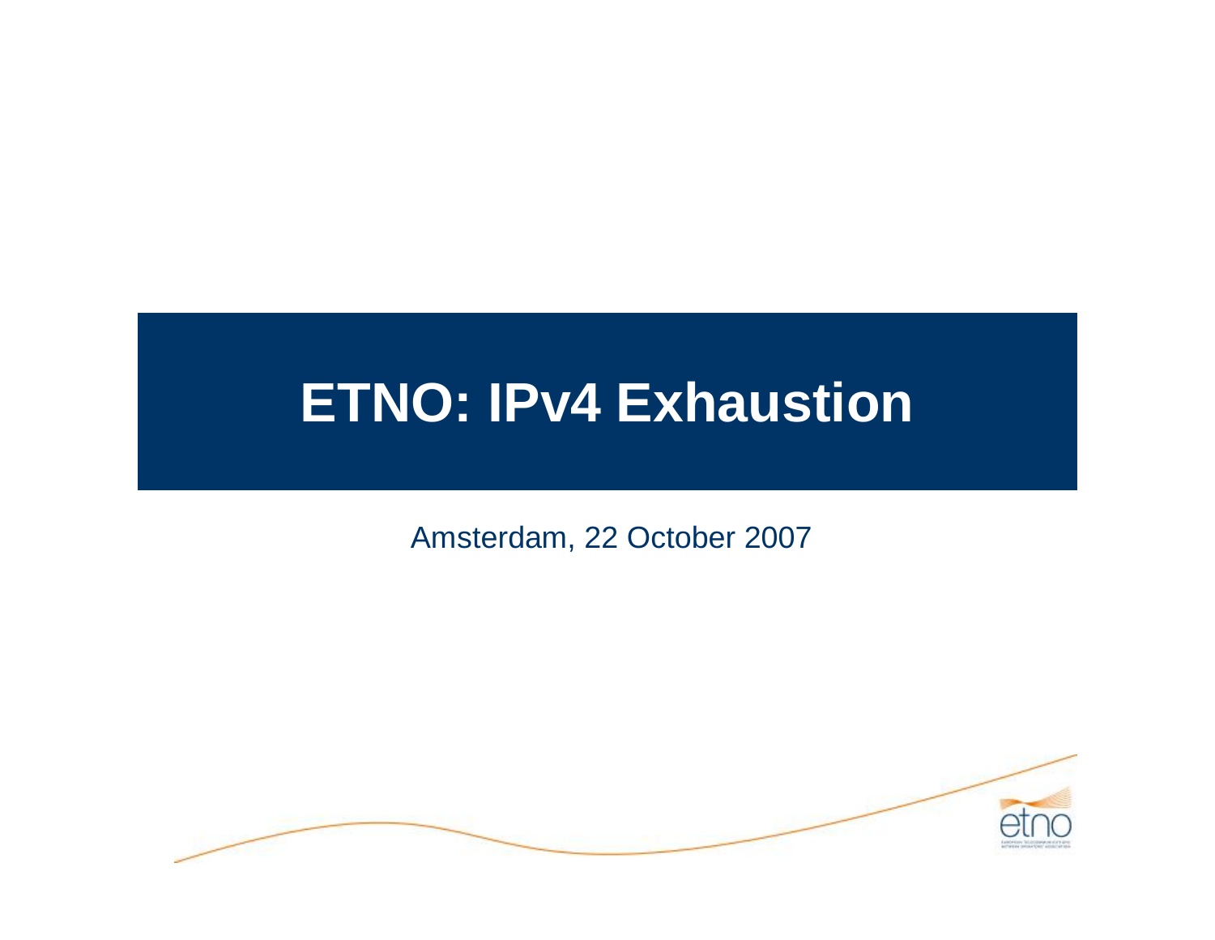# ETNO: IPv4 Exhaustion

Amsterdam, 22 October 2007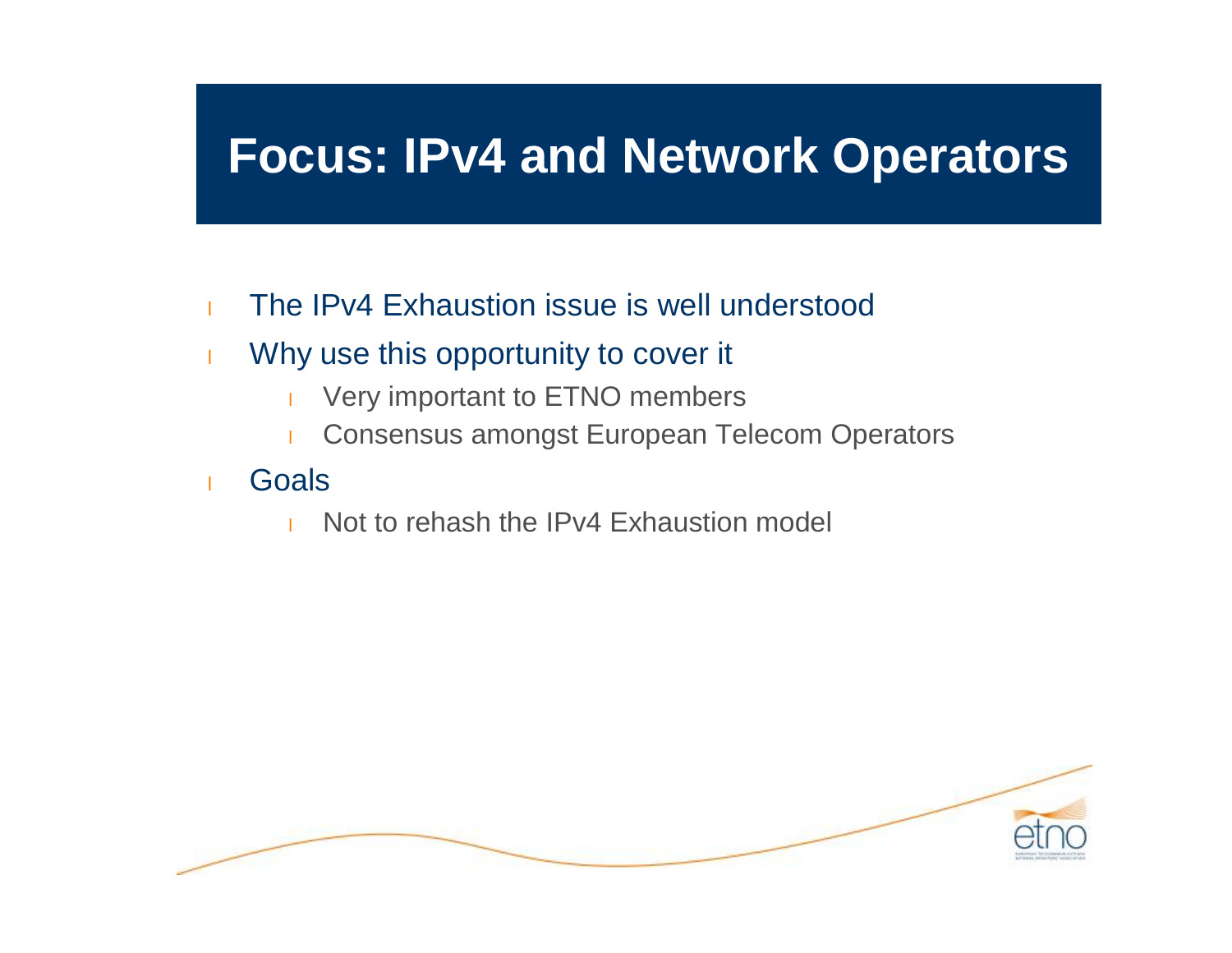# Focus: IPv4 and Network Operators

- The IPv4 Exhaustion issue is well understood
- Why use this opportunity to cover it
  - Very important to ETNO members
  - Consensus amongst European Telecom Operators
- Goals
  - Not to rehash the IPv4 Exhaustion model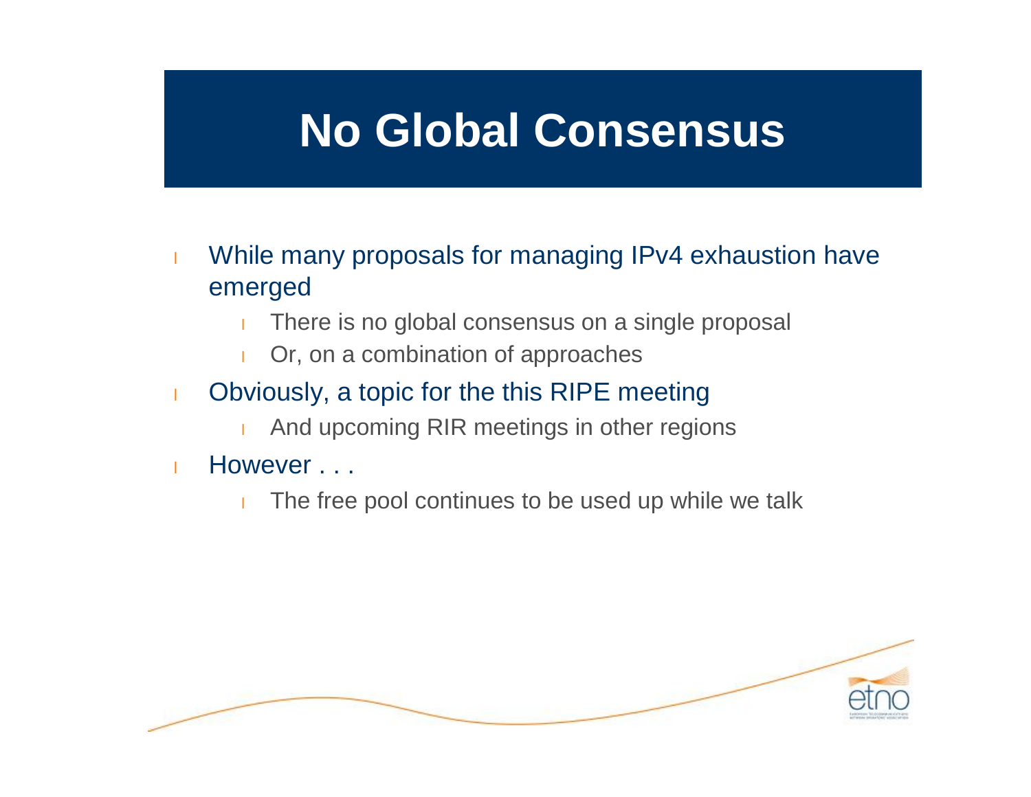# No Global Consensus

- While many proposals for managing IPv4 exhaustion have emerged
  - There is no global consensus on a single proposal
  - Or, on a combination of approaches
- Obviously, a topic for the this RIPE meeting
  - And upcoming RIR meetings in other regions
- However . . .
  - The free pool continues to be used up while we talk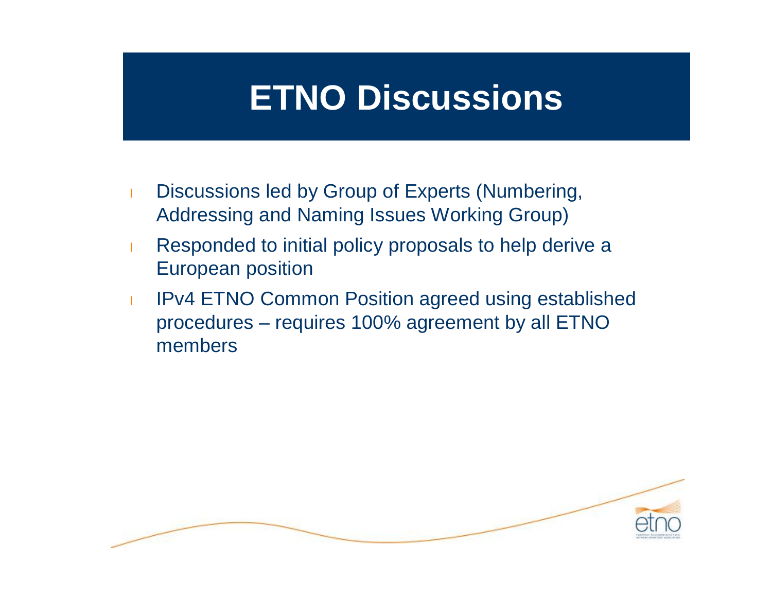# ETNO Discussions

- Discussions led by Group of Experts (Numbering, Addressing and Naming Issues Working Group)
- Responded to initial policy proposals to help derive a European position
- IPv4 ETNO Common Position agreed using established procedures – requires 100% agreement by all ETNO members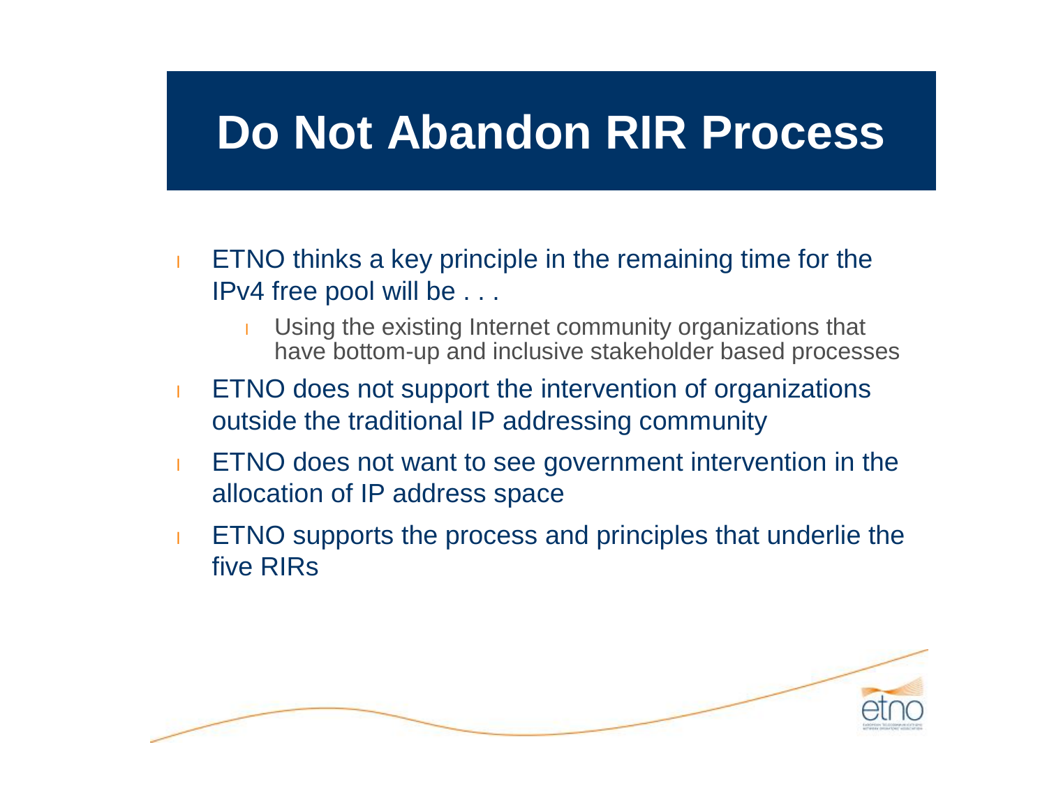# Do Not Abandon RIR Process

- ETNO thinks a key principle in the remaining time for the IPv4 free pool will be . . .
  - Using the existing Internet community organizations that have bottom-up and inclusive stakeholder based processes
- ETNO does not support the intervention of organizations outside the traditional IP addressing community
- ETNO does not want to see government intervention in the allocation of IP address space
- ETNO supports the process and principles that underlie the five RIRs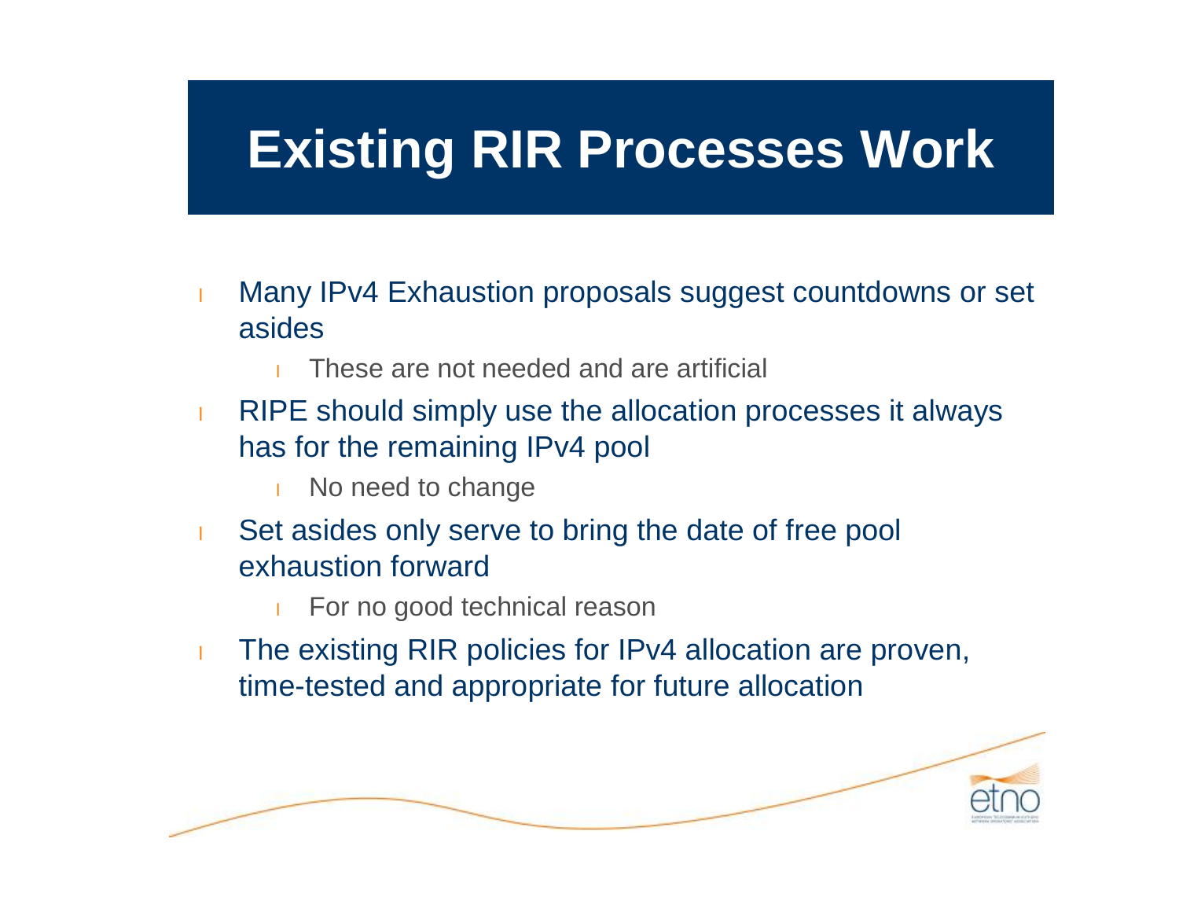# Existing RIR Processes Work

- Many IPv4 Exhaustion proposals suggest countdowns or set asides
  - These are not needed and are artificial
- RIPE should simply use the allocation processes it always has for the remaining IPv4 pool
  - No need to change
- Set asides only serve to bring the date of free pool exhaustion forward
  - For no good technical reason
- The existing RIR policies for IPv4 allocation are proven, time-tested and appropriate for future allocation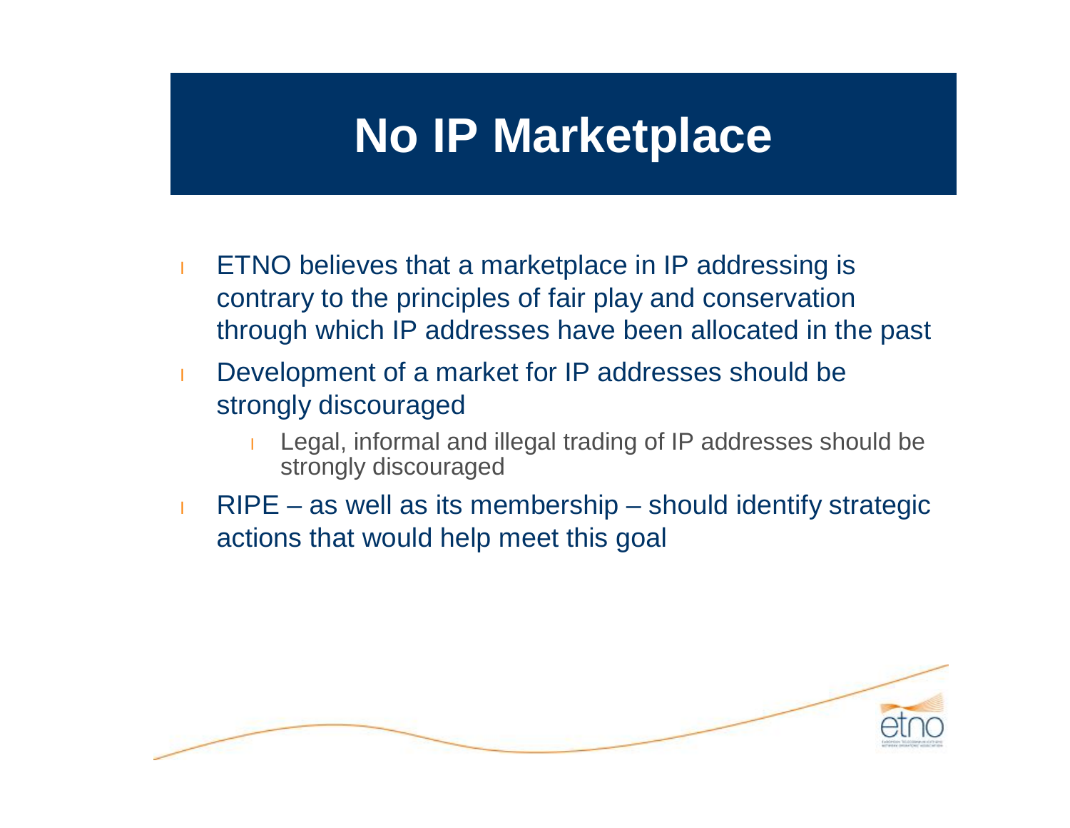# No IP Marketplace

- ETNO believes that a marketplace in IP addressing is contrary to the principles of fair play and conservation through which IP addresses have been allocated in the past
- Development of a market for IP addresses should be strongly discouraged
  - Legal, informal and illegal trading of IP addresses should be strongly discouraged
- RIPE – as well as its membership – should identify strategic actions that would help meet this goal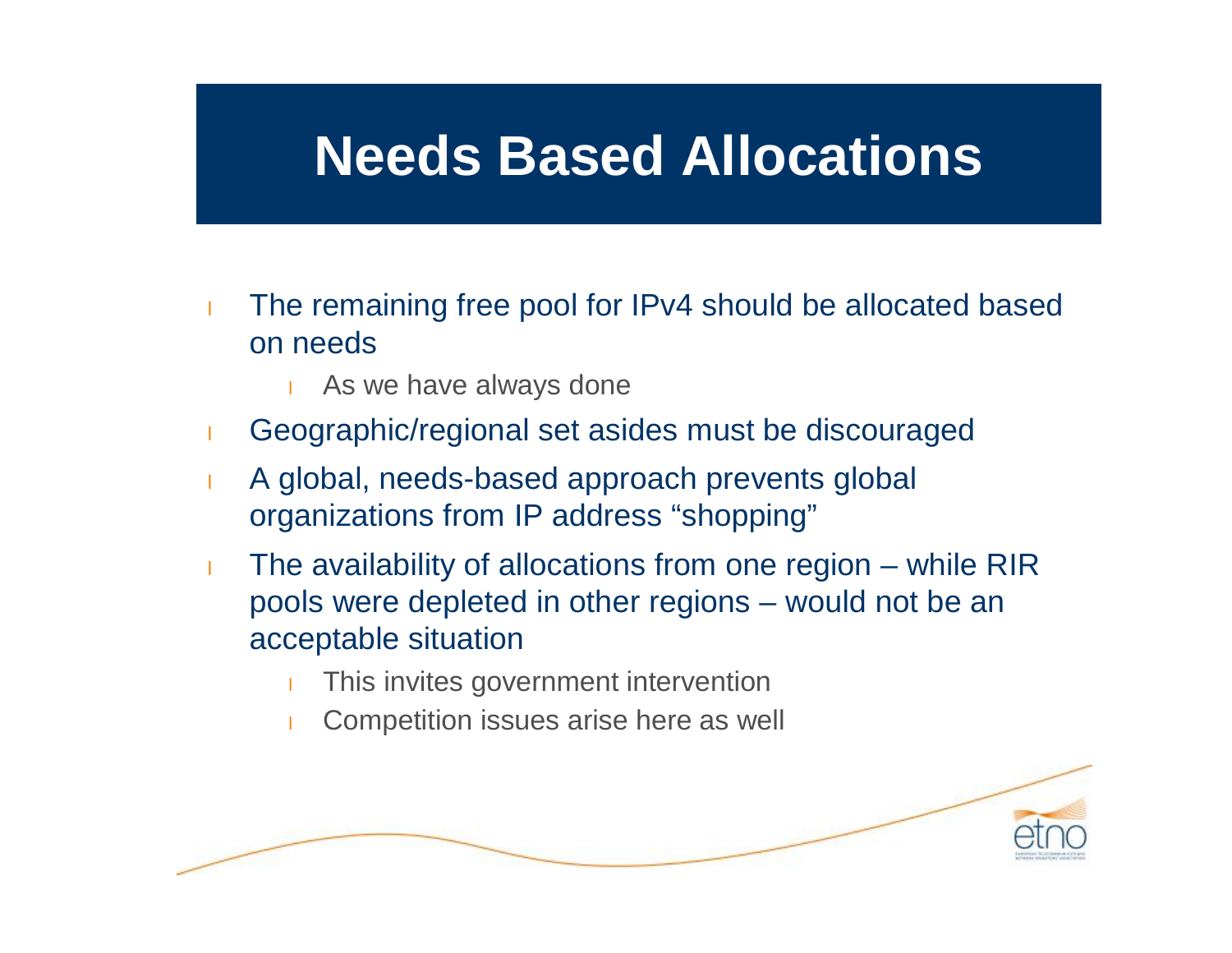# Needs Based Allocations

- The remaining free pool for IPv4 should be allocated based on needs
  - As we have always done
- Geographic/regional set asides must be discouraged
- A global, needs-based approach prevents global organizations from IP address "shopping"
- The availability of allocations from one region – while RIR pools were depleted in other regions – would not be an acceptable situation
  - This invites government intervention
  - Competition issues arise here as well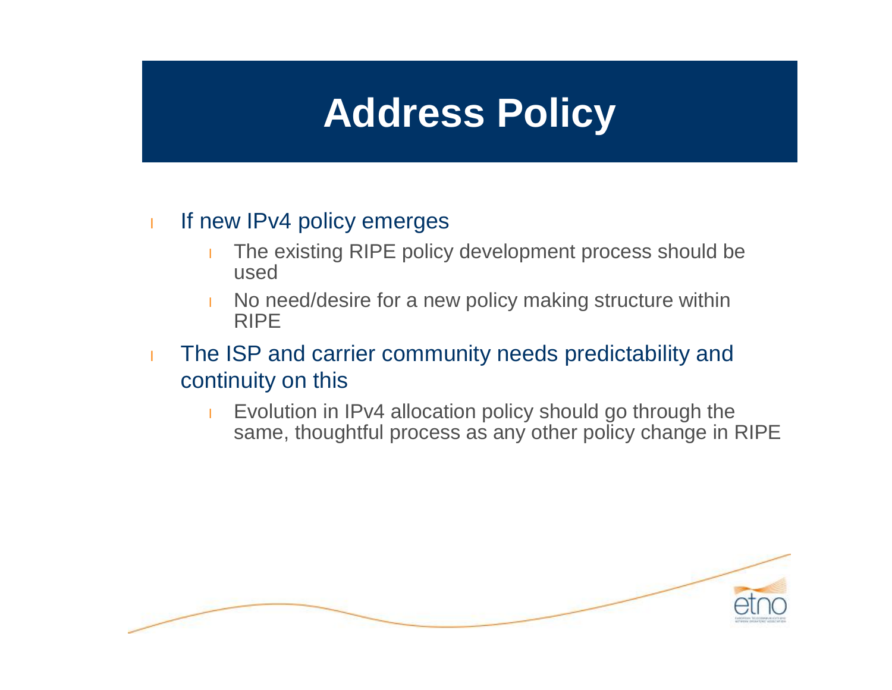# Address Policy

- If new IPv4 policy emerges
  - The existing RIPE policy development process should be used
  - No need/desire for a new policy making structure within RIPE
- The ISP and carrier community needs predictability and continuity on this
  - Evolution in IPv4 allocation policy should go through the same, thoughtful process as any other policy change in RIPE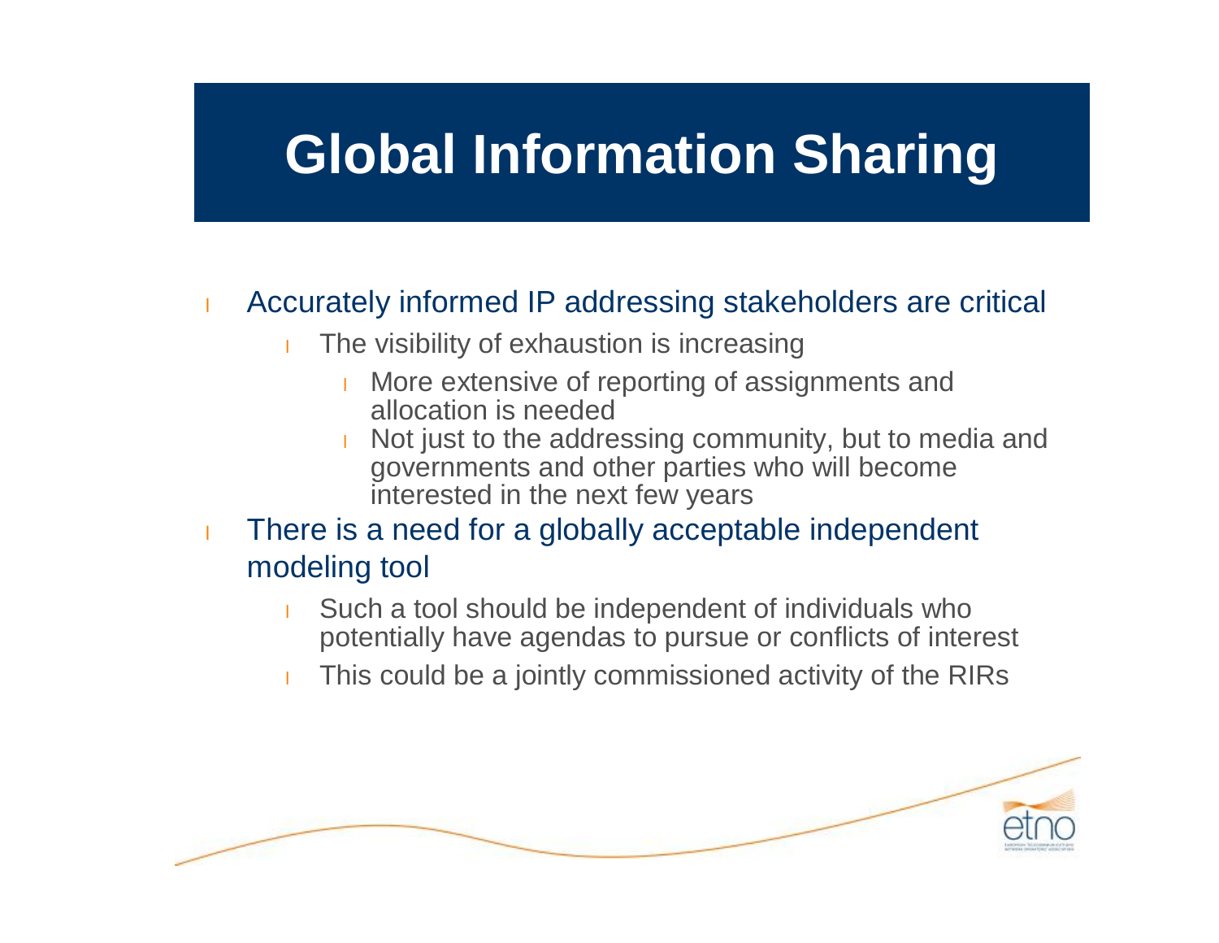# Global Information Sharing

- Accurately informed IP addressing stakeholders are critical
  - The visibility of exhaustion is increasing
    - More extensive of reporting of assignments and allocation is needed
    - Not just to the addressing community, but to media and governments and other parties who will become interested in the next few years
- There is a need for a globally acceptable independent modeling tool
  - Such a tool should be independent of individuals who potentially have agendas to pursue or conflicts of interest
  - This could be a jointly commissioned activity of the RIRs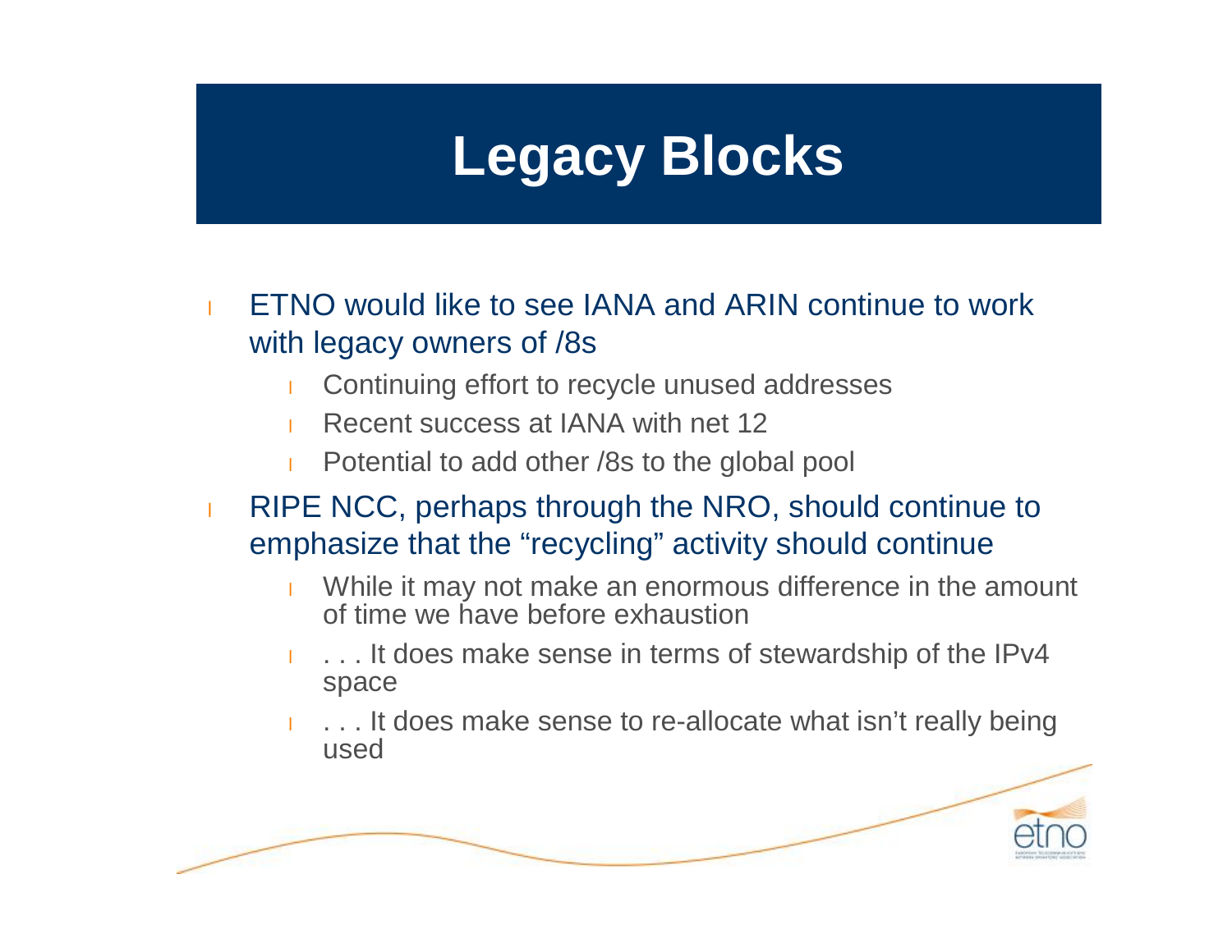# Legacy Blocks

- ETNO would like to see IANA and ARIN continue to work with legacy owners of /8s
  - Continuing effort to recycle unused addresses
  - Recent success at IANA with net 12
  - Potential to add other /8s to the global pool
- RIPE NCC, perhaps through the NRO, should continue to emphasize that the “recycling” activity should continue
  - While it may not make an enormous difference in the amount of time we have before exhaustion
  - . . . It does make sense in terms of stewardship of the IPv4 space
  - . . . It does make sense to re-allocate what isn’t really being used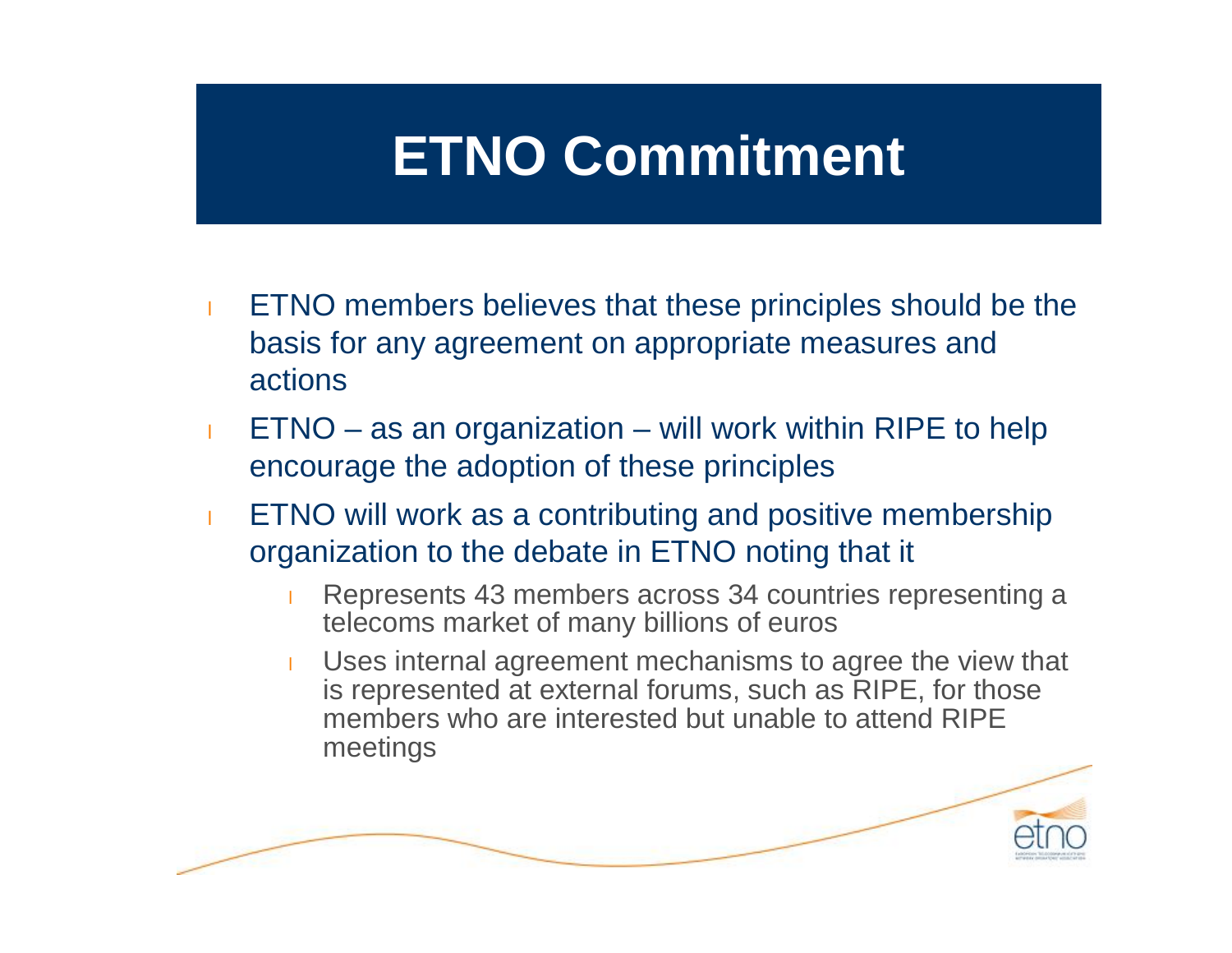# ETNO Commitment

- ETNO members believes that these principles should be the basis for any agreement on appropriate measures and actions
- ETNO – as an organization – will work within RIPE to help encourage the adoption of these principles
- ETNO will work as a contributing and positive membership organization to the debate in ETNO noting that it
  - Represents 43 members across 34 countries representing a telecoms market of many billions of euros
  - Uses internal agreement mechanisms to agree the view that is represented at external forums, such as RIPE, for those members who are interested but unable to attend RIPE meetings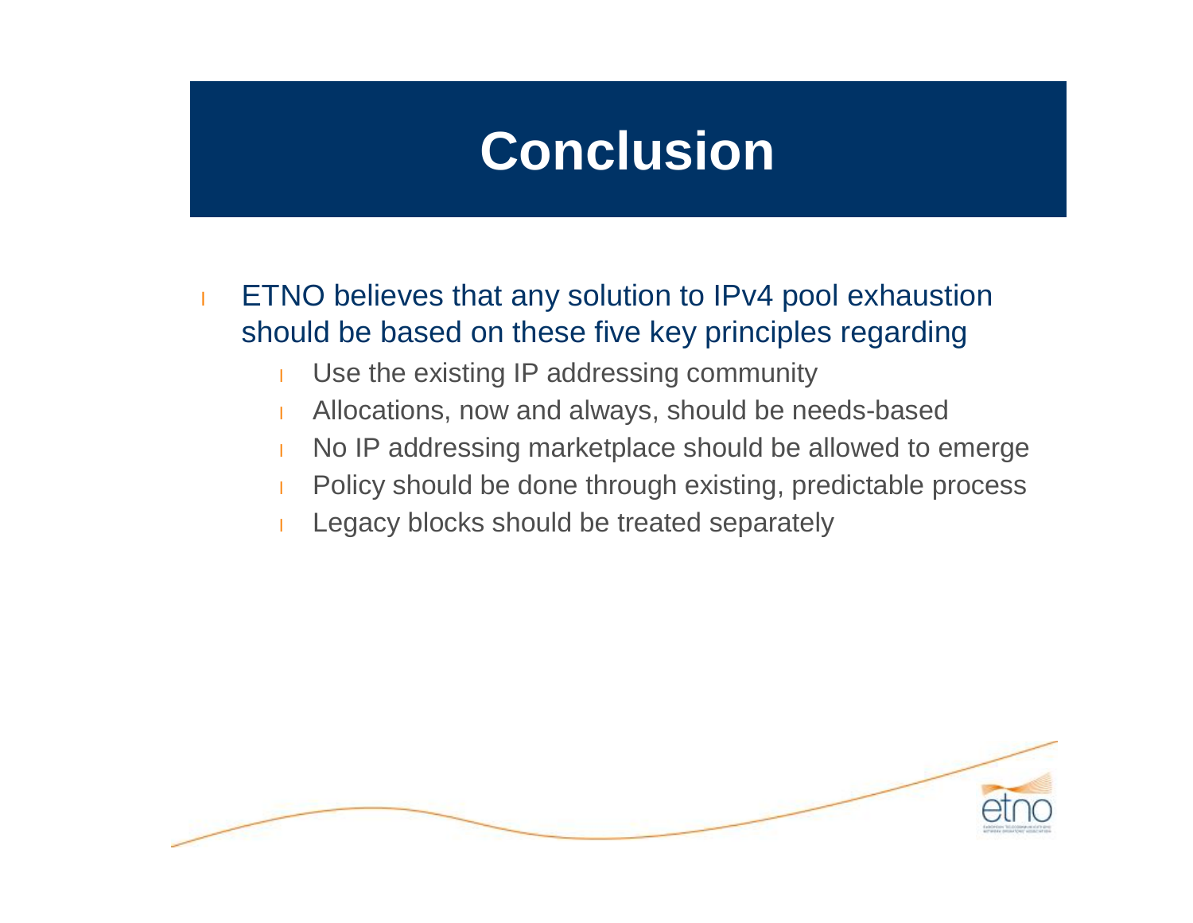# Conclusion

- ETNO believes that any solution to IPv4 pool exhaustion should be based on these five key principles regarding
  - Use the existing IP addressing community
  - Allocations, now and always, should be needs-based
  - No IP addressing marketplace should be allowed to emerge
  - Policy should be done through existing, predictable process
  - Legacy blocks should be treated separately